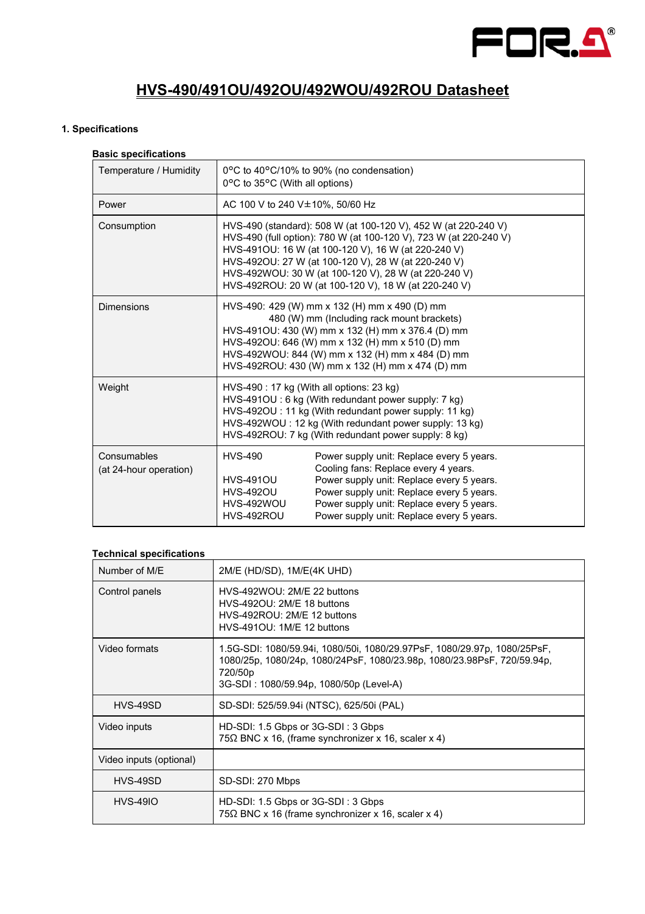# HVS-490/491OU/492OU/492WOU/492ROU Datasheet

## 1. Specifications

### Basic specifications

| | |
|---|---|
| Temperature / Humidity | 0°C to 40°C/10% to 90% (no condensation)<br>0°C to 35°C (With all options) |
| Power | AC 100 V to 240 V±10%, 50/60 Hz |
| Consumption | HVS-490 (standard): 508 W (at 100-120 V), 452 W (at 220-240 V)<br>HVS-490 (full option): 780 W (at 100-120 V), 723 W (at 220-240 V)<br>HVS-491OU: 16 W (at 100-120 V), 16 W (at 220-240 V)<br>HVS-492OU: 27 W (at 100-120 V), 28 W (at 220-240 V)<br>HVS-492WOU: 30 W (at 100-120 V), 28 W (at 220-240 V)<br>HVS-492ROU: 20 W (at 100-120 V), 18 W (at 220-240 V) |
| Dimensions | HVS-490: 429 (W) mm x 132 (H) mm x 490 (D) mm<br>480 (W) mm (Including rack mount brackets)<br>HVS-491OU: 430 (W) mm x 132 (H) mm x 376.4 (D) mm<br>HVS-492OU: 646 (W) mm x 132 (H) mm x 510 (D) mm<br>HVS-492WOU: 844 (W) mm x 132 (H) mm x 484 (D) mm<br>HVS-492ROU: 430 (W) mm x 132 (H) mm x 474 (D) mm |
| Weight | HVS-490 : 17 kg (With all options: 23 kg)<br>HVS-491OU : 6 kg (With redundant power supply: 7 kg)<br>HVS-492OU : 11 kg (With redundant power supply: 11 kg)<br>HVS-492WOU : 12 kg (With redundant power supply: 13 kg)<br>HVS-492ROU: 7 kg (With redundant power supply: 8 kg) |
| Consumables<br>(at 24-hour operation) | HVS-490: Power supply unit: Replace every 5 years.<br>Cooling fans: Replace every 4 years.<br>HVS-491OU: Power supply unit: Replace every 5 years.<br>HVS-492OU: Power supply unit: Replace every 5 years.<br>HVS-492WOU: Power supply unit: Replace every 5 years.<br>HVS-492ROU: Power supply unit: Replace every 5 years. |

### Technical specifications

| | |
|---|---|
| Number of M/E | 2M/E (HD/SD), 1M/E(4K UHD) |
| Control panels | HVS-492WOU: 2M/E 22 buttons<br>HVS-492OU: 2M/E 18 buttons<br>HVS-492ROU: 2M/E 12 buttons<br>HVS-491OU: 1M/E 12 buttons |
| Video formats | 1.5G-SDI: 1080/59.94i, 1080/50i, 1080/29.97PsF, 1080/29.97p, 1080/25PsF, 1080/25p, 1080/24p, 1080/24PsF, 1080/23.98p, 1080/23.98PsF, 720/59.94p, 720/50p<br>3G-SDI : 1080/59.94p, 1080/50p (Level-A) |
| HVS-49SD | SD-SDI: 525/59.94i (NTSC), 625/50i (PAL) |
| Video inputs | HD-SDI: 1.5 Gbps or 3G-SDI : 3 Gbps<br>75Ω BNC x 16, (frame synchronizer x 16, scaler x 4) |
| Video inputs (optional) | |
| HVS-49SD | SD-SDI: 270 Mbps |
| HVS-49IO | HD-SDI: 1.5 Gbps or 3G-SDI : 3 Gbps<br>75Ω BNC x 16 (frame synchronizer x 16, scaler x 4) |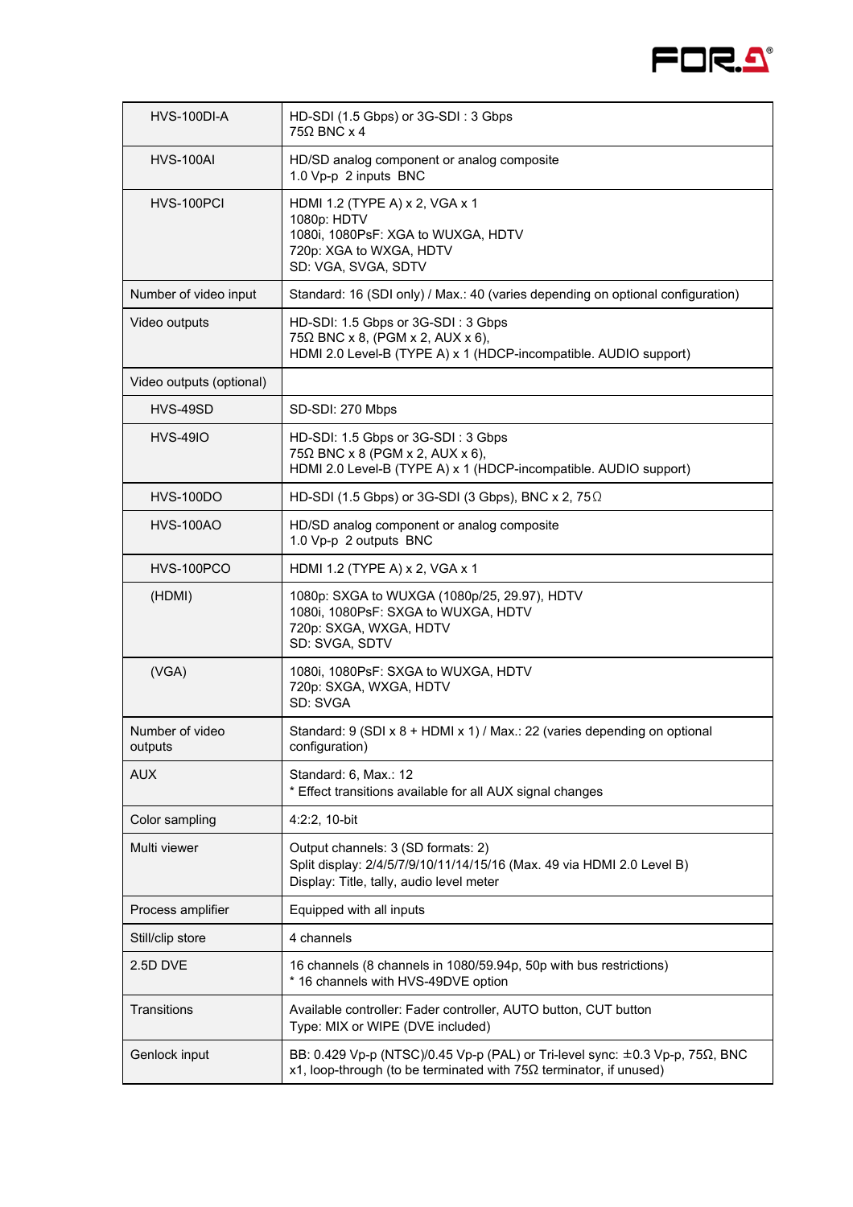| | |
|---|---|
| HVS-100DI-A | HD-SDI (1.5 Gbps) or 3G-SDI : 3 Gbps<br>75Ω BNC x 4 |
| HVS-100AI | HD/SD analog component or analog composite<br>1.0 Vp-p 2 inputs BNC |
| HVS-100PCI | HDMI 1.2 (TYPE A) x 2, VGA x 1<br>1080p: HDTV<br>1080i, 1080PsF: XGA to WUXGA, HDTV<br>720p: XGA to WXGA, HDTV<br>SD: VGA, SVGA, SDTV |
| Number of video input | Standard: 16 (SDI only) / Max.: 40 (varies depending on optional configuration) |
| Video outputs | HD-SDI: 1.5 Gbps or 3G-SDI : 3 Gbps<br>75Ω BNC x 8, (PGM x 2, AUX x 6),<br>HDMI 2.0 Level-B (TYPE A) x 1 (HDCP-incompatible. AUDIO support) |
| Video outputs (optional) | |
| HVS-49SD | SD-SDI: 270 Mbps |
| HVS-49IO | HD-SDI: 1.5 Gbps or 3G-SDI : 3 Gbps<br>75Ω BNC x 8 (PGM x 2, AUX x 6),<br>HDMI 2.0 Level-B (TYPE A) x 1 (HDCP-incompatible. AUDIO support) |
| HVS-100DO | HD-SDI (1.5 Gbps) or 3G-SDI (3 Gbps), BNC x 2, 75Ω |
| HVS-100AO | HD/SD analog component or analog composite<br>1.0 Vp-p 2 outputs BNC |
| HVS-100PCO | HDMI 1.2 (TYPE A) x 2, VGA x 1 |
| (HDMI) | 1080p: SXGA to WUXGA (1080p/25, 29.97), HDTV<br>1080i, 1080PsF: SXGA to WUXGA, HDTV<br>720p: SXGA, WXGA, HDTV<br>SD: SVGA, SDTV |
| (VGA) | 1080i, 1080PsF: SXGA to WUXGA, HDTV<br>720p: SXGA, WXGA, HDTV<br>SD: SVGA |
| Number of video outputs | Standard: 9 (SDI x 8 + HDMI x 1) / Max.: 22 (varies depending on optional configuration) |
| AUX | Standard: 6, Max.: 12<br>* Effect transitions available for all AUX signal changes |
| Color sampling | 4:2:2, 10-bit |
| Multi viewer | Output channels: 3 (SD formats: 2)<br>Split display: 2/4/5/7/9/10/11/14/15/16 (Max. 49 via HDMI 2.0 Level B)<br>Display: Title, tally, audio level meter |
| Process amplifier | Equipped with all inputs |
| Still/clip store | 4 channels |
| 2.5D DVE | 16 channels (8 channels in 1080/59.94p, 50p with bus restrictions)<br>* 16 channels with HVS-49DVE option |
| Transitions | Available controller: Fader controller, AUTO button, CUT button<br>Type: MIX or WIPE (DVE included) |
| Genlock input | BB: 0.429 Vp-p (NTSC)/0.45 Vp-p (PAL) or Tri-level sync: ±0.3 Vp-p, 75Ω, BNC x1, loop-through (to be terminated with 75Ω terminator, if unused) |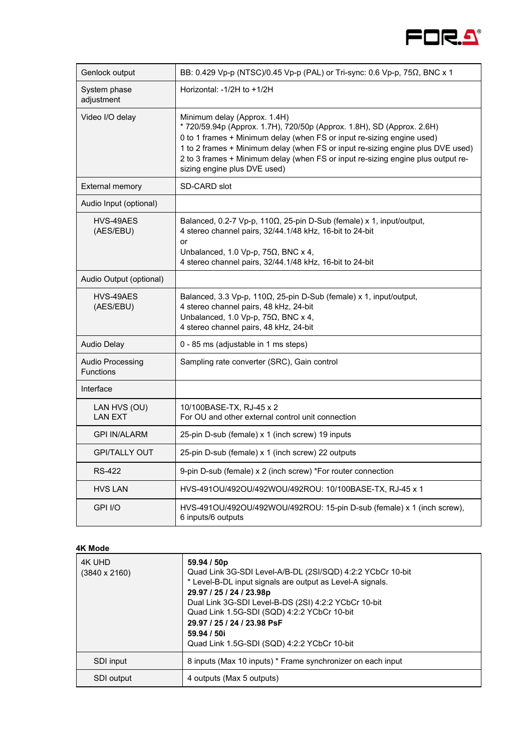| | |
|---|---|
| Genlock output | BB: 0.429 Vp-p (NTSC)/0.45 Vp-p (PAL) or Tri-sync: 0.6 Vp-p, 75Ω, BNC x 1 |
| System phase adjustment | Horizontal: -1/2H to +1/2H |
| Video I/O delay | Minimum delay (Approx. 1.4H)<br>* 720/59.94p (Approx. 1.7H), 720/50p (Approx. 1.8H), SD (Approx. 2.6H)<br>0 to 1 frames + Minimum delay (when FS or input re-sizing engine used)<br>1 to 2 frames + Minimum delay (when FS or input re-sizing engine plus DVE used)<br>2 to 3 frames + Minimum delay (when FS or input re-sizing engine plus output re-sizing engine plus DVE used) |
| External memory | SD-CARD slot |
| Audio Input (optional) | |
| HVS-49AES (AES/EBU) | Balanced, 0.2-7 Vp-p, 110Ω, 25-pin D-Sub (female) x 1, input/output,<br>4 stereo channel pairs, 32/44.1/48 kHz, 16-bit to 24-bit<br>or<br>Unbalanced, 1.0 Vp-p, 75Ω, BNC x 4,<br>4 stereo channel pairs, 32/44.1/48 kHz, 16-bit to 24-bit |
| Audio Output (optional) | |
| HVS-49AES (AES/EBU) | Balanced, 3.3 Vp-p, 110Ω, 25-pin D-Sub (female) x 1, input/output,<br>4 stereo channel pairs, 48 kHz, 24-bit<br>Unbalanced, 1.0 Vp-p, 75Ω, BNC x 4,<br>4 stereo channel pairs, 48 kHz, 24-bit |
| Audio Delay | 0 - 85 ms (adjustable in 1 ms steps) |
| Audio Processing Functions | Sampling rate converter (SRC), Gain control |
| Interface | |
| LAN HVS (OU)<br>LAN EXT | 10/100BASE-TX, RJ-45 x 2<br>For OU and other external control unit connection |
| GPI IN/ALARM | 25-pin D-sub (female) x 1 (inch screw) 19 inputs |
| GPI/TALLY OUT | 25-pin D-sub (female) x 1 (inch screw) 22 outputs |
| RS-422 | 9-pin D-sub (female) x 2 (inch screw) *For router connection |
| HVS LAN | HVS-491OU/492OU/492WOU/492ROU: 10/100BASE-TX, RJ-45 x 1 |
| GPI I/O | HVS-491OU/492OU/492WOU/492ROU: 15-pin D-sub (female) x 1 (inch screw), 6 inputs/6 outputs |

**4K Mode**

| | |
|---|---|
| 4K UHD (3840 x 2160) | **59.94 / 50p**<br>Quad Link 3G-SDI Level-A/B-DL (2SI/SQD) 4:2:2 YCbCr 10-bit<br>* Level-B-DL input signals are output as Level-A signals.<br>**29.97 / 25 / 24 / 23.98p**<br>Dual Link 3G-SDI Level-B-DS (2SI) 4:2:2 YCbCr 10-bit<br>Quad Link 1.5G-SDI (SQD) 4:2:2 YCbCr 10-bit<br>**29.97 / 25 / 24 / 23.98 PsF**<br>**59.94 / 50i**<br>Quad Link 1.5G-SDI (SQD) 4:2:2 YCbCr 10-bit |
| SDI input | 8 inputs (Max 10 inputs) * Frame synchronizer on each input |
| SDI output | 4 outputs (Max 5 outputs) |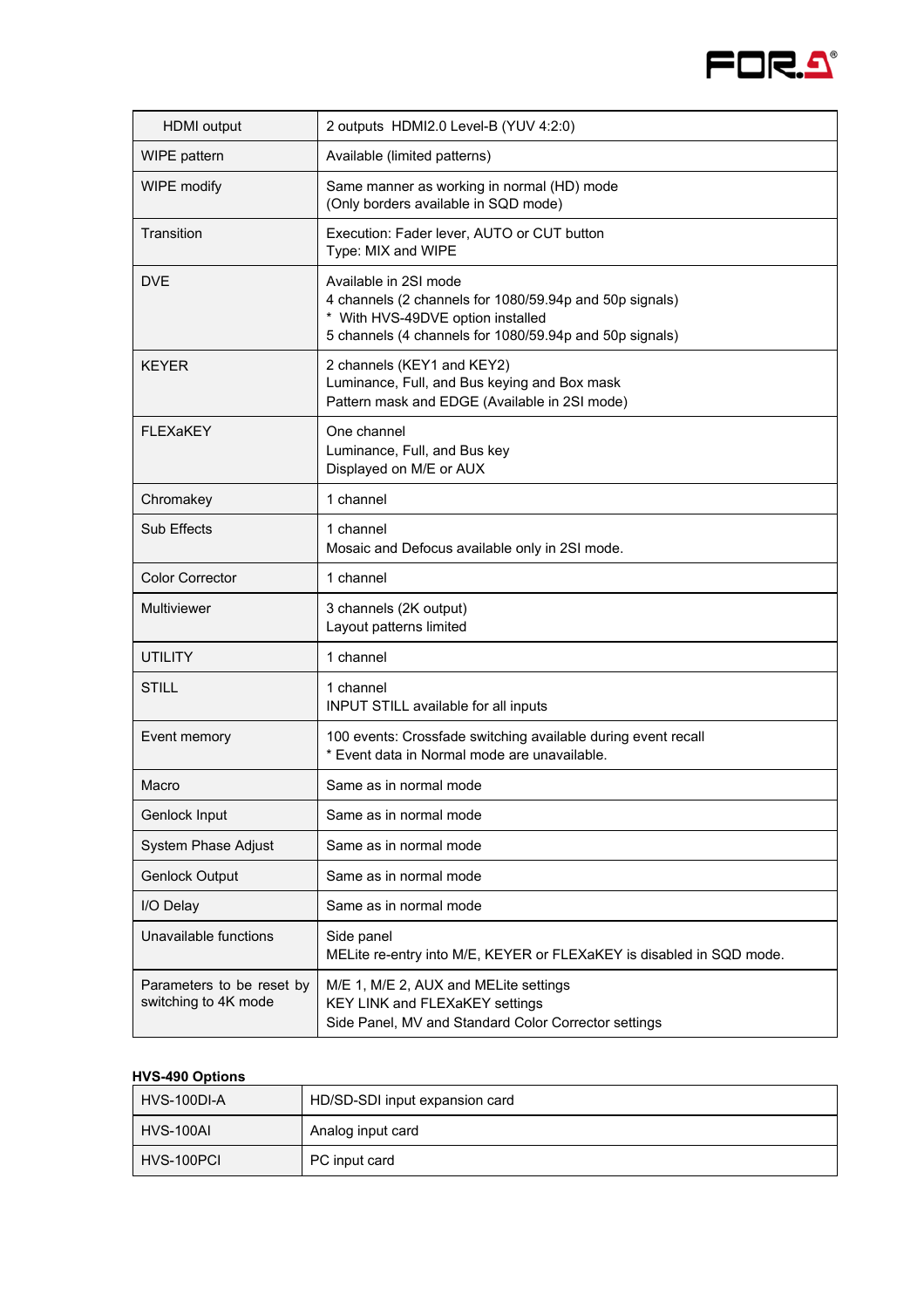| HDMI output | 2 outputs HDMI2.0 Level-B (YUV 4:2:0) |
|---|---|
| WIPE pattern | Available (limited patterns) |
| WIPE modify | Same manner as working in normal (HD) mode<br>(Only borders available in SQD mode) |
| Transition | Execution: Fader lever, AUTO or CUT button<br>Type: MIX and WIPE |
| DVE | Available in 2SI mode<br>4 channels (2 channels for 1080/59.94p and 50p signals)<br>* With HVS-49DVE option installed<br>5 channels (4 channels for 1080/59.94p and 50p signals) |
| KEYER | 2 channels (KEY1 and KEY2)<br>Luminance, Full, and Bus keying and Box mask<br>Pattern mask and EDGE (Available in 2SI mode) |
| FLEXaKEY | One channel<br>Luminance, Full, and Bus key<br>Displayed on M/E or AUX |
| Chromakey | 1 channel |
| Sub Effects | 1 channel<br>Mosaic and Defocus available only in 2SI mode. |
| Color Corrector | 1 channel |
| Multiviewer | 3 channels (2K output)<br>Layout patterns limited |
| UTILITY | 1 channel |
| STILL | 1 channel<br>INPUT STILL available for all inputs |
| Event memory | 100 events: Crossfade switching available during event recall<br>* Event data in Normal mode are unavailable. |
| Macro | Same as in normal mode |
| Genlock Input | Same as in normal mode |
| System Phase Adjust | Same as in normal mode |
| Genlock Output | Same as in normal mode |
| I/O Delay | Same as in normal mode |
| Unavailable functions | Side panel<br>MELite re-entry into M/E, KEYER or FLEXaKEY is disabled in SQD mode. |
| Parameters to be reset by switching to 4K mode | M/E 1, M/E 2, AUX and MELite settings<br>KEY LINK and FLEXaKEY settings<br>Side Panel, MV and Standard Color Corrector settings |

**HVS-490 Options**

| HVS-100DI-A | HD/SD-SDI input expansion card |
|---|---|
| HVS-100AI | Analog input card |
| HVS-100PCI | PC input card |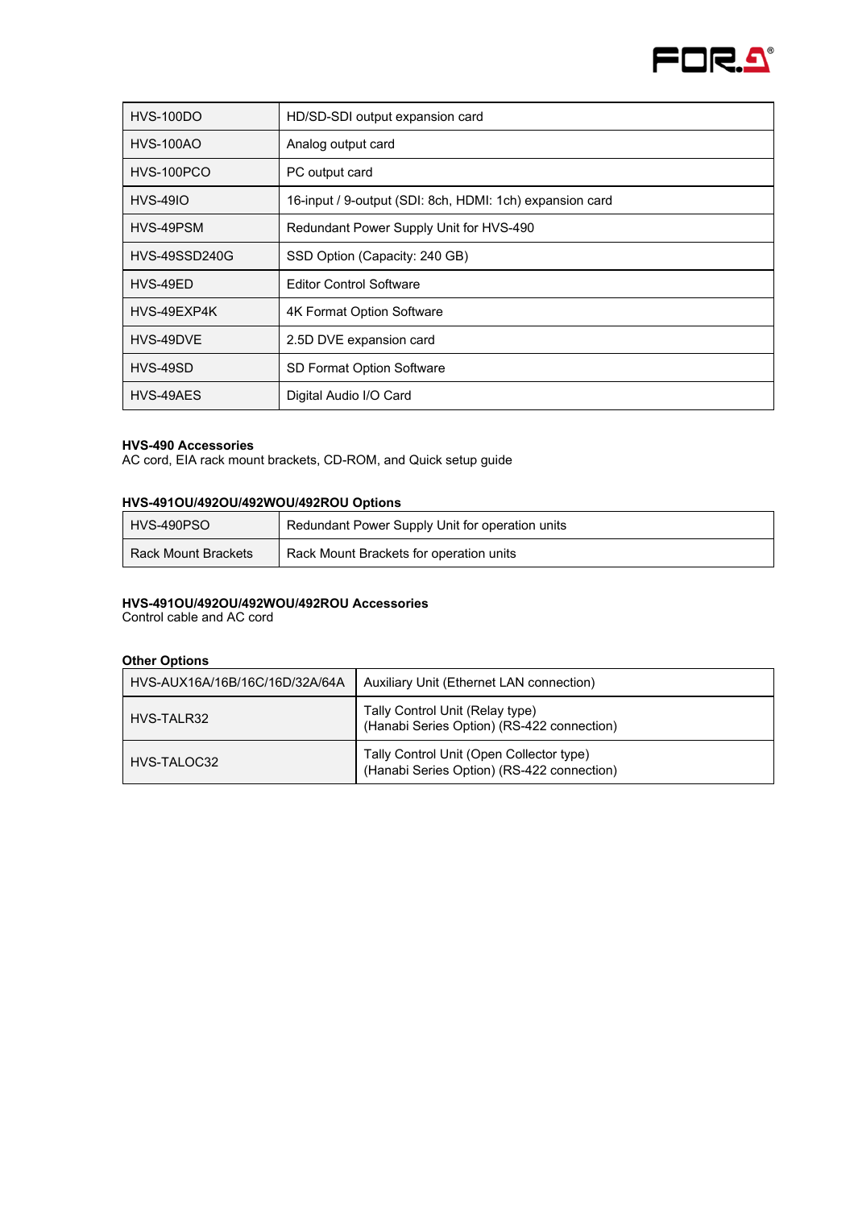| HVS-100DO | HD/SD-SDI output expansion card |
|---|---|
| HVS-100AO | Analog output card |
| HVS-100PCO | PC output card |
| HVS-49IO | 16-input / 9-output (SDI: 8ch, HDMI: 1ch) expansion card |
| HVS-49PSM | Redundant Power Supply Unit for HVS-490 |
| HVS-49SSD240G | SSD Option (Capacity: 240 GB) |
| HVS-49ED | Editor Control Software |
| HVS-49EXP4K | 4K Format Option Software |
| HVS-49DVE | 2.5D DVE expansion card |
| HVS-49SD | SD Format Option Software |
| HVS-49AES | Digital Audio I/O Card |

**HVS-490 Accessories**
AC cord, EIA rack mount brackets, CD-ROM, and Quick setup guide

**HVS-491OU/492OU/492WOU/492ROU Options**

| HVS-490PSO | Redundant Power Supply Unit for operation units |
|---|---|
| Rack Mount Brackets | Rack Mount Brackets for operation units |

**HVS-491OU/492OU/492WOU/492ROU Accessories**
Control cable and AC cord

**Other Options**

| HVS-AUX16A/16B/16C/16D/32A/64A | Auxiliary Unit (Ethernet LAN connection) |
|---|---|
| HVS-TALR32 | Tally Control Unit (Relay type)<br>(Hanabi Series Option) (RS-422 connection) |
| HVS-TALOC32 | Tally Control Unit (Open Collector type)<br>(Hanabi Series Option) (RS-422 connection) |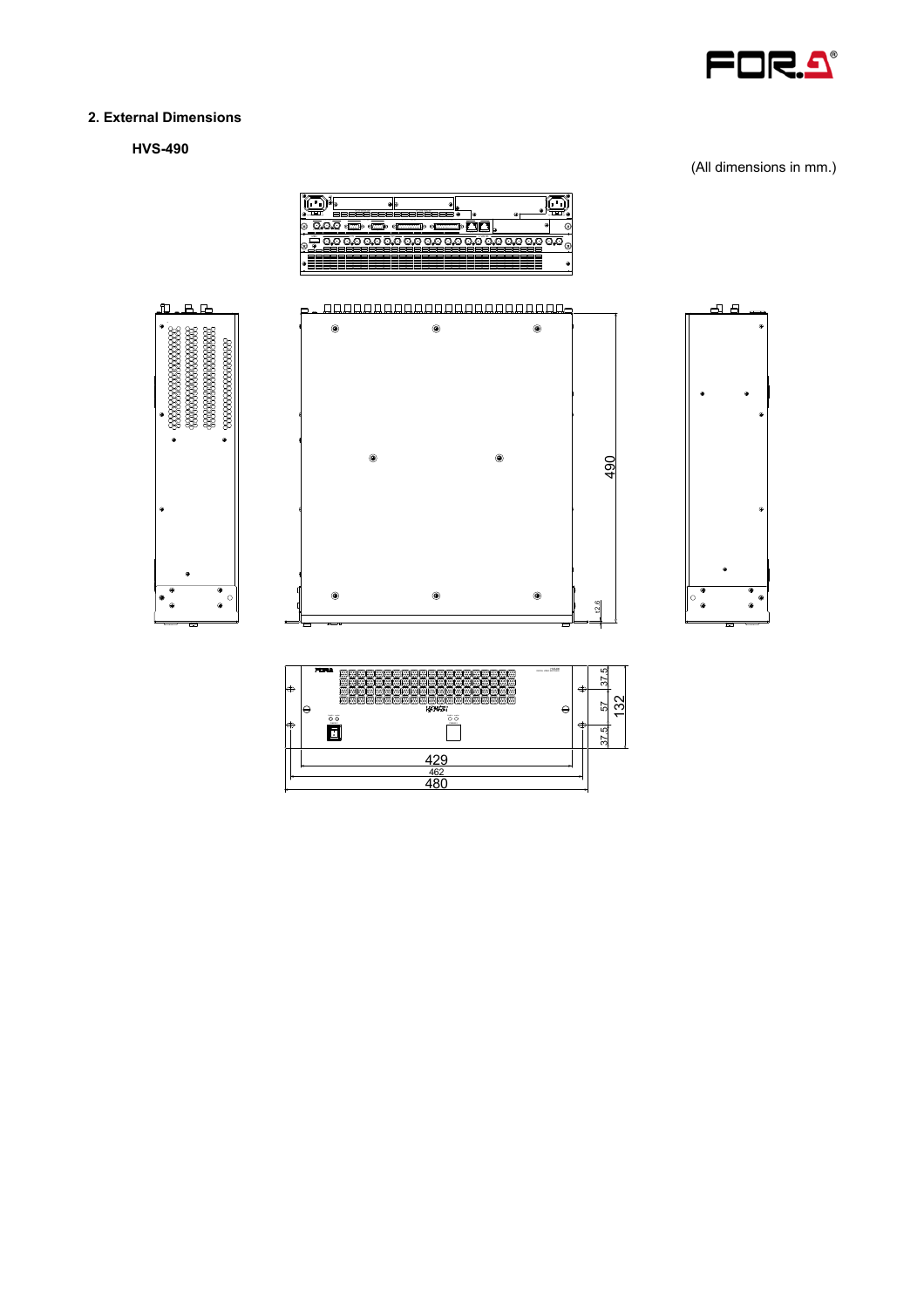## 2. External Dimensions

### HVS-490

(All dimensions in mm.)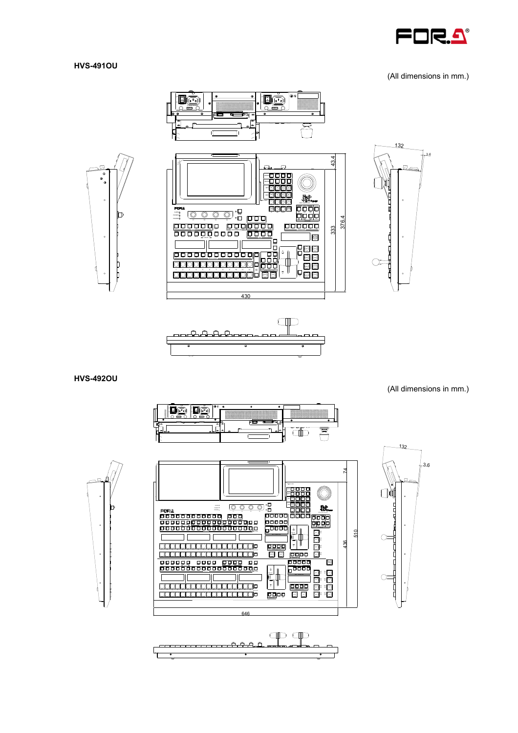## HVS-491OU

(All dimensions in mm.)

132

3.6

43.4

333

376.4

430

## HVS-492OU

(All dimensions in mm.)

132

3.6

74

436

510

646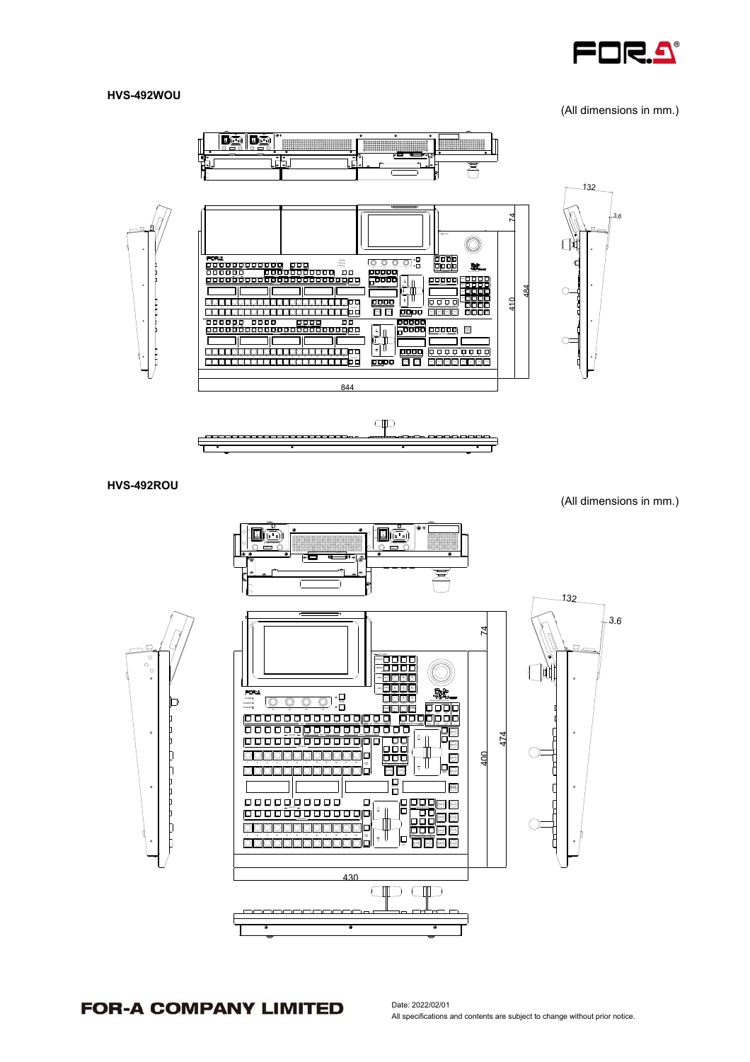## HVS-492WOU

(All dimensions in mm.)

132

3.6

74

484

410

844

## HVS-492ROU

(All dimensions in mm.)

132

3.6

74

474

400

430

**FOR-A COMPANY LIMITED**

Date: 2022/02/01
All specifications and contents are subject to change without prior notice.